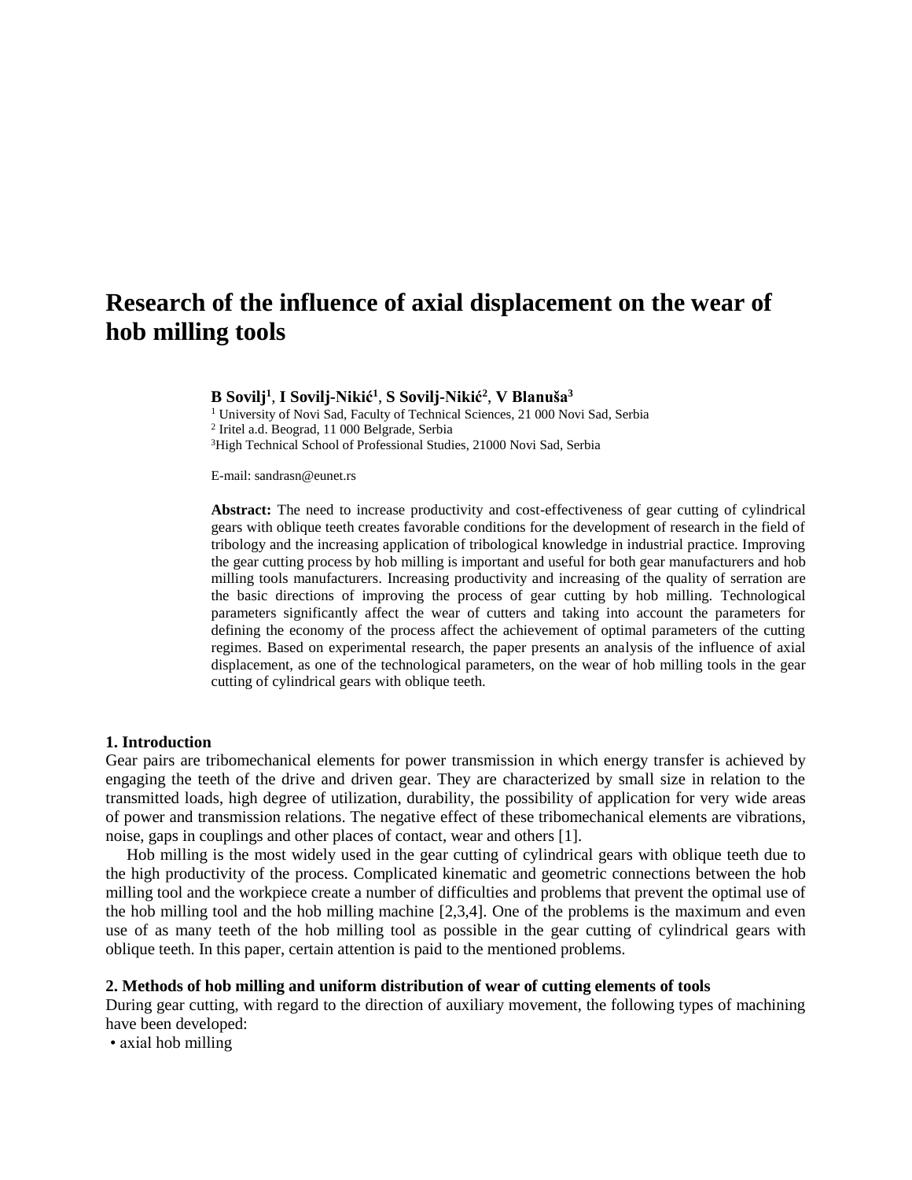# Research of the influence of axial displacement on the wear of hob milling tools

**B Sovilj[1], I Sovilj-Nikić[1], S Sovilj-Nikić[2], V Blanuša[3]**

[1] University of Novi Sad, Faculty of Technical Sciences, 21 000 Novi Sad, Serbia
[2] Iritel a.d. Beograd, 11 000 Belgrade, Serbia
[3]High Technical School of Professional Studies, 21000 Novi Sad, Serbia

E-mail: sandrasn@eunet.rs

**Abstract:** The need to increase productivity and cost-effectiveness of gear cutting of cylindrical gears with oblique teeth creates favorable conditions for the development of research in the field of tribology and the increasing application of tribological knowledge in industrial practice. Improving the gear cutting process by hob milling is important and useful for both gear manufacturers and hob milling tools manufacturers. Increasing productivity and increasing of the quality of serration are the basic directions of improving the process of gear cutting by hob milling. Technological parameters significantly affect the wear of cutters and taking into account the parameters for defining the economy of the process affect the achievement of optimal parameters of the cutting regimes. Based on experimental research, the paper presents an analysis of the influence of axial displacement, as one of the technological parameters, on the wear of hob milling tools in the gear cutting of cylindrical gears with oblique teeth.

## 1. Introduction

Gear pairs are tribomechanical elements for power transmission in which energy transfer is achieved by engaging the teeth of the drive and driven gear. They are characterized by small size in relation to the transmitted loads, high degree of utilization, durability, the possibility of application for very wide areas of power and transmission relations. The negative effect of these tribomechanical elements are vibrations, noise, gaps in couplings and other places of contact, wear and others [1].

Hob milling is the most widely used in the gear cutting of cylindrical gears with oblique teeth due to the high productivity of the process. Complicated kinematic and geometric connections between the hob milling tool and the workpiece create a number of difficulties and problems that prevent the optimal use of the hob milling tool and the hob milling machine [2,3,4]. One of the problems is the maximum and even use of as many teeth of the hob milling tool as possible in the gear cutting of cylindrical gears with oblique teeth. In this paper, certain attention is paid to the mentioned problems.

## 2. Methods of hob milling and uniform distribution of wear of cutting elements of tools

During gear cutting, with regard to the direction of auxiliary movement, the following types of machining have been developed:

- axial hob milling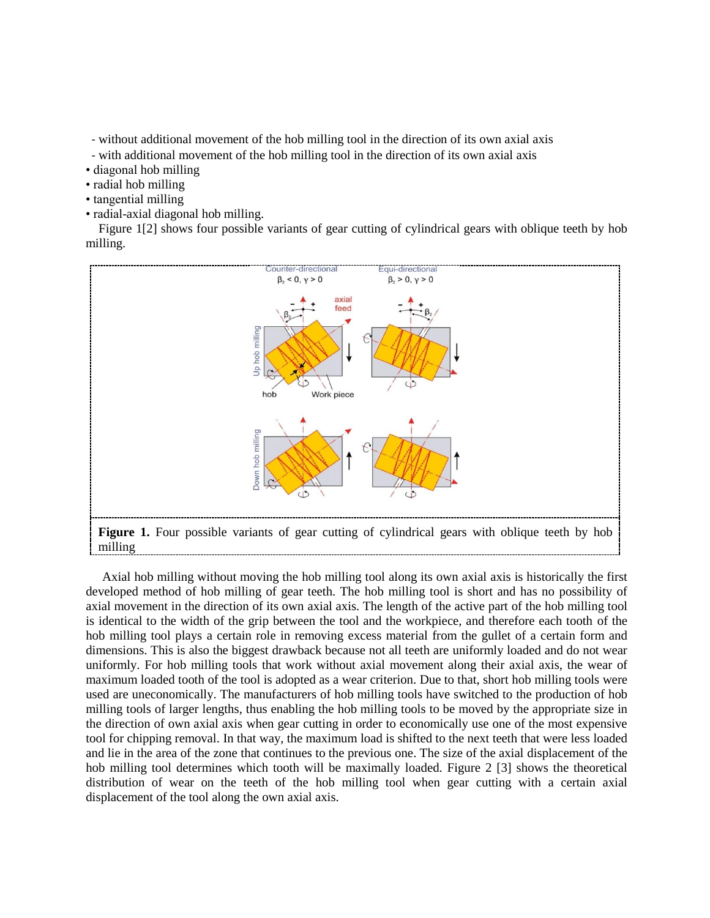- without additional movement of the hob milling tool in the direction of its own axial axis
- with additional movement of the hob milling tool in the direction of its own axial axis

• diagonal hob milling
• radial hob milling
• tangential milling
• radial-axial diagonal hob milling.

Figure 1[2] shows four possible variants of gear cutting of cylindrical gears with oblique teeth by hob milling.

**Figure 1.** Four possible variants of gear cutting of cylindrical gears with oblique teeth by hob milling

Axial hob milling without moving the hob milling tool along its own axial axis is historically the first developed method of hob milling of gear teeth. The hob milling tool is short and has no possibility of axial movement in the direction of its own axial axis. The length of the active part of the hob milling tool is identical to the width of the grip between the tool and the workpiece, and therefore each tooth of the hob milling tool plays a certain role in removing excess material from the gullet of a certain form and dimensions. This is also the biggest drawback because not all teeth are uniformly loaded and do not wear uniformly. For hob milling tools that work without axial movement along their axial axis, the wear of maximum loaded tooth of the tool is adopted as a wear criterion. Due to that, short hob milling tools were used are uneconomically. The manufacturers of hob milling tools have switched to the production of hob milling tools of larger lengths, thus enabling the hob milling tools to be moved by the appropriate size in the direction of own axial axis when gear cutting in order to economically use one of the most expensive tool for chipping removal. In that way, the maximum load is shifted to the next teeth that were less loaded and lie in the area of the zone that continues to the previous one. The size of the axial displacement of the hob milling tool determines which tooth will be maximally loaded. Figure 2 [3] shows the theoretical distribution of wear on the teeth of the hob milling tool when gear cutting with a certain axial displacement of the tool along the own axial axis.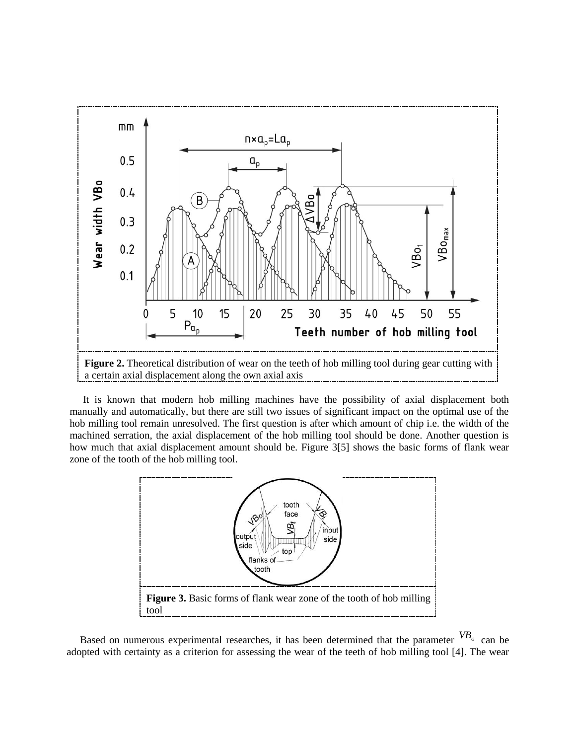**Figure 2.** Theoretical distribution of wear on the teeth of hob milling tool during gear cutting with a certain axial displacement along the own axial axis

It is known that modern hob milling machines have the possibility of axial displacement both manually and automatically, but there are still two issues of significant impact on the optimal use of the hob milling tool remain unresolved. The first question is after which amount of chip i.e. the width of the machined serration, the axial displacement of the hob milling tool should be done. Another question is how much that axial displacement amount should be. Figure 3[5] shows the basic forms of flank wear zone of the tooth of the hob milling tool.

**Figure 3.** Basic forms of flank wear zone of the tooth of hob milling tool

Based on numerous experimental researches, it has been determined that the parameter $VB_o$ can be adopted with certainty as a criterion for assessing the wear of the teeth of hob milling tool [4]. The wear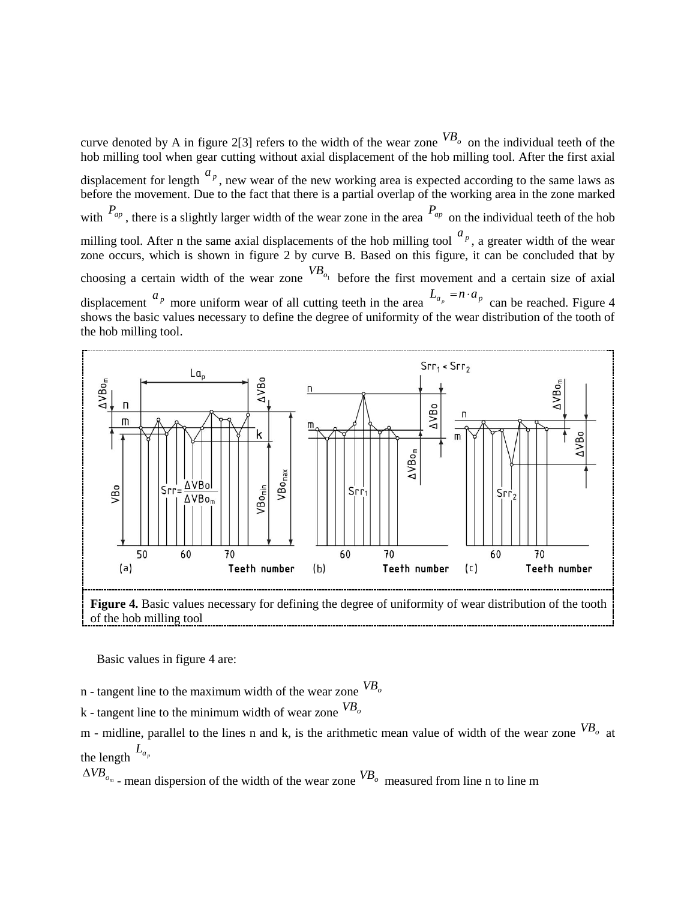curve denoted by A in figure 2[3] refers to the width of the wear zone $VB_o$ on the individual teeth of the hob milling tool when gear cutting without axial displacement of the hob milling tool. After the first axial displacement for length $a_p$, new wear of the new working area is expected according to the same laws as before the movement. Due to the fact that there is a partial overlap of the working area in the zone marked with $P_{ap}$, there is a slightly larger width of the wear zone in the area $P_{ap}$ on the individual teeth of the hob milling tool. After n the same axial displacements of the hob milling tool $a_p$, a greater width of the wear zone occurs, which is shown in figure 2 by curve B. Based on this figure, it can be concluded that by choosing a certain width of the wear zone $VB_{o_1}$ before the first movement and a certain size of axial displacement $a_p$ more uniform wear of all cutting teeth in the area $L_{a_p} = n \cdot a_p$ can be reached. Figure 4 shows the basic values necessary to define the degree of uniformity of the wear distribution of the tooth of the hob milling tool.

**Figure 4.** Basic values necessary for defining the degree of uniformity of wear distribution of the tooth of the hob milling tool

Basic values in figure 4 are:

n - tangent line to the maximum width of the wear zone $VB_o$

k - tangent line to the minimum width of wear zone $VB_o$

m - midline, parallel to the lines n and k, is the arithmetic mean value of width of the wear zone $VB_o$ at the length $L_{a_p}$

$\Delta VB_{o_m}$ - mean dispersion of the width of the wear zone $VB_o$ measured from line n to line m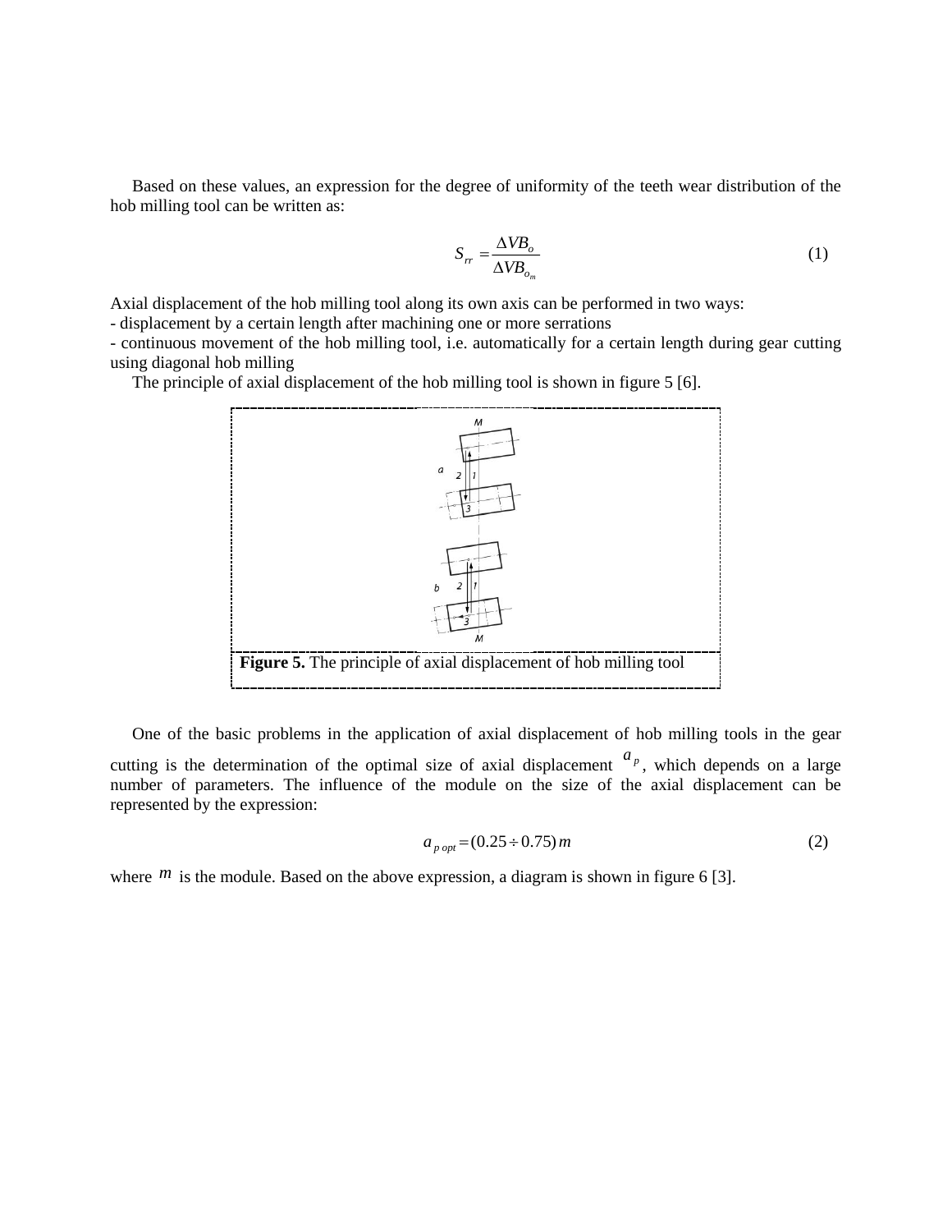Based on these values, an expression for the degree of uniformity of the teeth wear distribution of the hob milling tool can be written as:

$$S_{rr} = \frac{\Delta VB_o}{\Delta VB_{o_m}} \tag{1}$$

Axial displacement of the hob milling tool along its own axis can be performed in two ways:
- displacement by a certain length after machining one or more serrations
- continuous movement of the hob milling tool, i.e. automatically for a certain length during gear cutting using diagonal hob milling

The principle of axial displacement of the hob milling tool is shown in figure 5 [6].

**Figure 5.** The principle of axial displacement of hob milling tool

One of the basic problems in the application of axial displacement of hob milling tools in the gear cutting is the determination of the optimal size of axial displacement $a_p$, which depends on a large number of parameters. The influence of the module on the size of the axial displacement can be represented by the expression:

$$a_{p\,opt} = (0.25 \div 0.75)\,m \tag{2}$$

where $m$ is the module. Based on the above expression, a diagram is shown in figure 6 [3].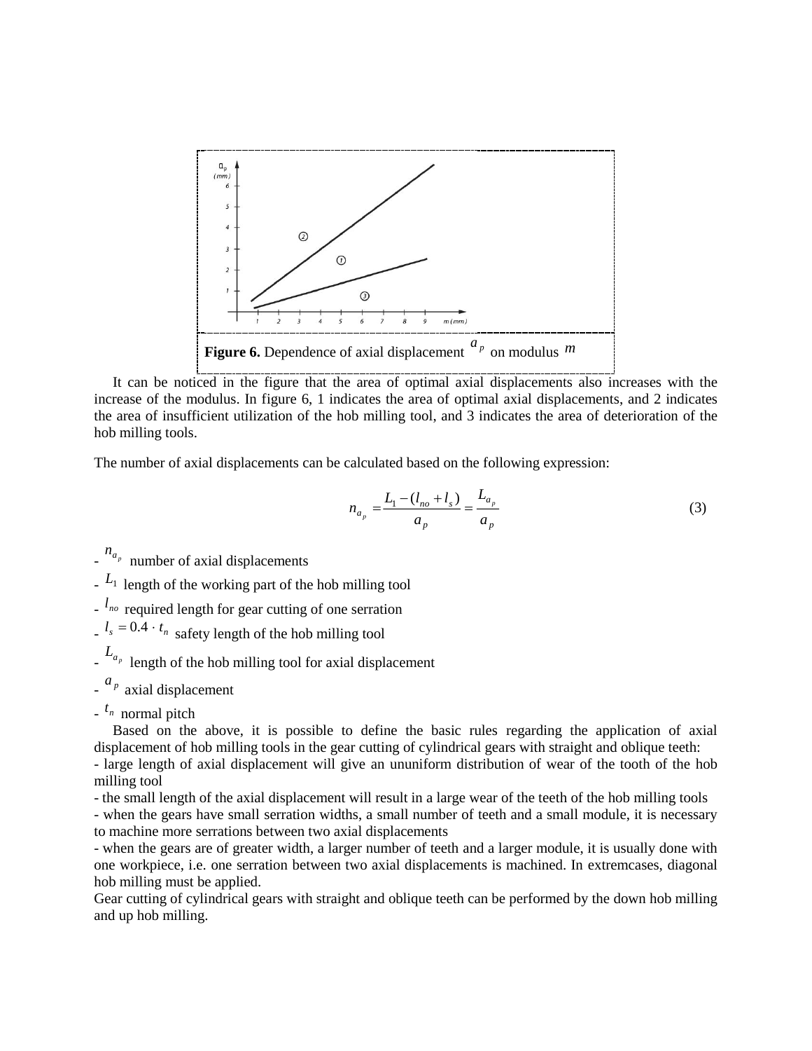**Figure 6.** Dependence of axial displacement $a_p$ on modulus $m$

It can be noticed in the figure that the area of optimal axial displacements also increases with the increase of the modulus. In figure 6, 1 indicates the area of optimal axial displacements, and 2 indicates the area of insufficient utilization of the hob milling tool, and 3 indicates the area of deterioration of the hob milling tools.

The number of axial displacements can be calculated based on the following expression:

$$n_{a_p} = \frac{L_1 - (l_{no} + l_s)}{a_p} = \frac{L_{a_p}}{a_p} \tag{3}$$

- $n_{a_p}$ number of axial displacements
- $L_1$ length of the working part of the hob milling tool
- $l_{no}$ required length for gear cutting of one serration
- $l_s = 0.4 \cdot t_n$ safety length of the hob milling tool
- $L_{a_p}$ length of the hob milling tool for axial displacement
- $a_p$ axial displacement
- $t_n$ normal pitch

Based on the above, it is possible to define the basic rules regarding the application of axial displacement of hob milling tools in the gear cutting of cylindrical gears with straight and oblique teeth:
- large length of axial displacement will give an ununiform distribution of wear of the tooth of the hob milling tool
- the small length of the axial displacement will result in a large wear of the teeth of the hob milling tools
- when the gears have small serration widths, a small number of teeth and a small module, it is necessary to machine more serrations between two axial displacements
- when the gears are of greater width, a larger number of teeth and a larger module, it is usually done with one workpiece, i.e. one serration between two axial displacements is machined. In extremcases, diagonal hob milling must be applied.

Gear cutting of cylindrical gears with straight and oblique teeth can be performed by the down hob milling and up hob milling.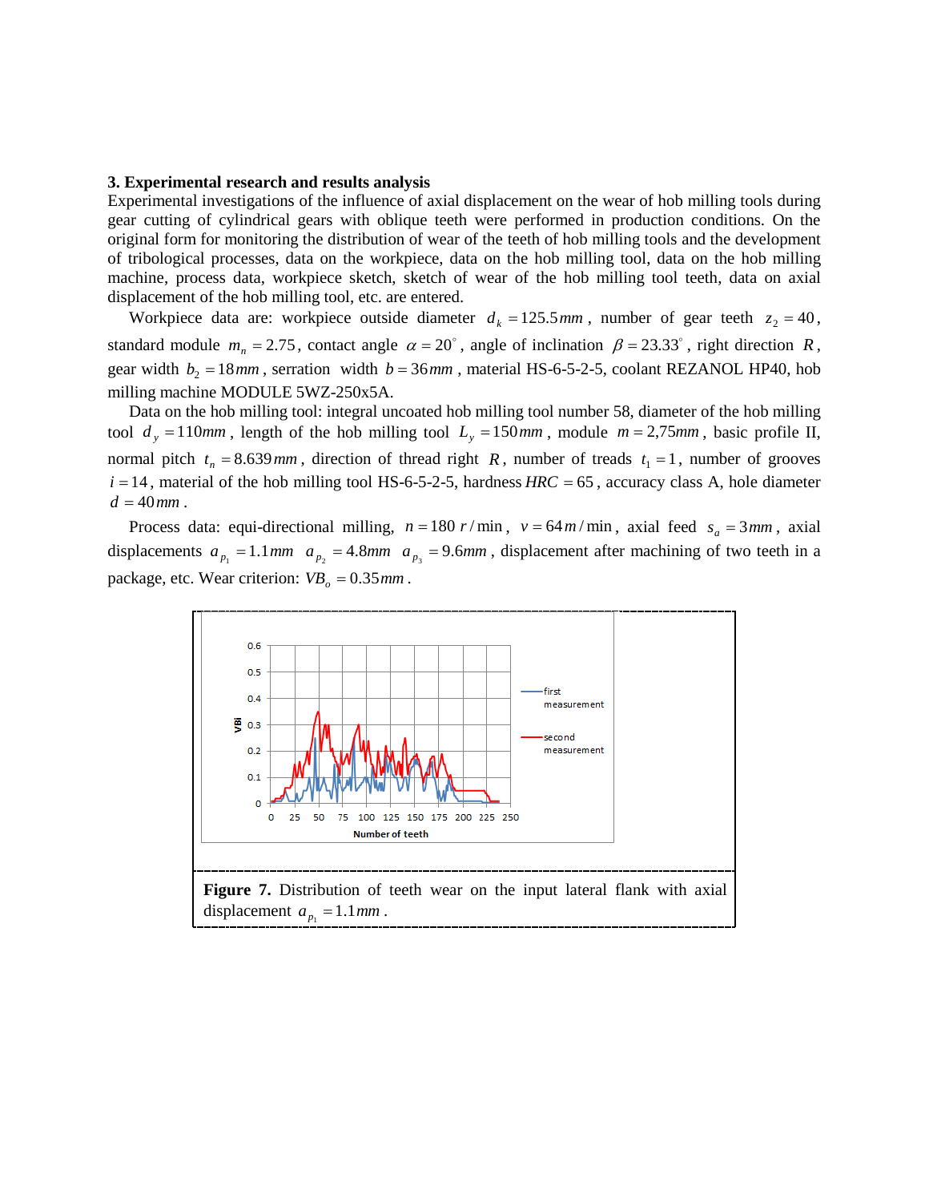### 3. Experimental research and results analysis

Experimental investigations of the influence of axial displacement on the wear of hob milling tools during gear cutting of cylindrical gears with oblique teeth were performed in production conditions. On the original form for monitoring the distribution of wear of the teeth of hob milling tools and the development of tribological processes, data on the workpiece, data on the hob milling tool, data on the hob milling machine, process data, workpiece sketch, sketch of wear of the hob milling tool teeth, data on axial displacement of the hob milling tool, etc. are entered.

Workpiece data are: workpiece outside diameter $d_k = 125.5mm$, number of gear teeth $z_2 = 40$, standard module $m_n = 2.75$, contact angle $\alpha = 20^\circ$, angle of inclination $\beta = 23.33^\circ$, right direction $R$, gear width $b_2 = 18mm$, serration width $b = 36mm$, material HS-6-5-2-5, coolant REZANOL HP40, hob milling machine MODULE 5WZ-250x5A.

Data on the hob milling tool: integral uncoated hob milling tool number 58, diameter of the hob milling tool $d_y = 110mm$, length of the hob milling tool $L_y = 150mm$, module $m = 2{,}75mm$, basic profile II, normal pitch $t_n = 8.639mm$, direction of thread right $R$, number of treads $t_1 = 1$, number of grooves $i = 14$, material of the hob milling tool HS-6-5-2-5, hardness $HRC = 65$, accuracy class A, hole diameter $d = 40mm$.

Process data: equi-directional milling, $n = 180\ r/\min$, $v = 64\, m/\min$, axial feed $s_a = 3mm$, axial displacements $a_{p_1} = 1.1mm$ $a_{p_2} = 4.8mm$ $a_{p_3} = 9.6mm$, displacement after machining of two teeth in a package, etc. Wear criterion: $VB_o = 0.35mm$.

**Figure 7.** Distribution of teeth wear on the input lateral flank with axial displacement $a_{p_1} = 1.1mm$.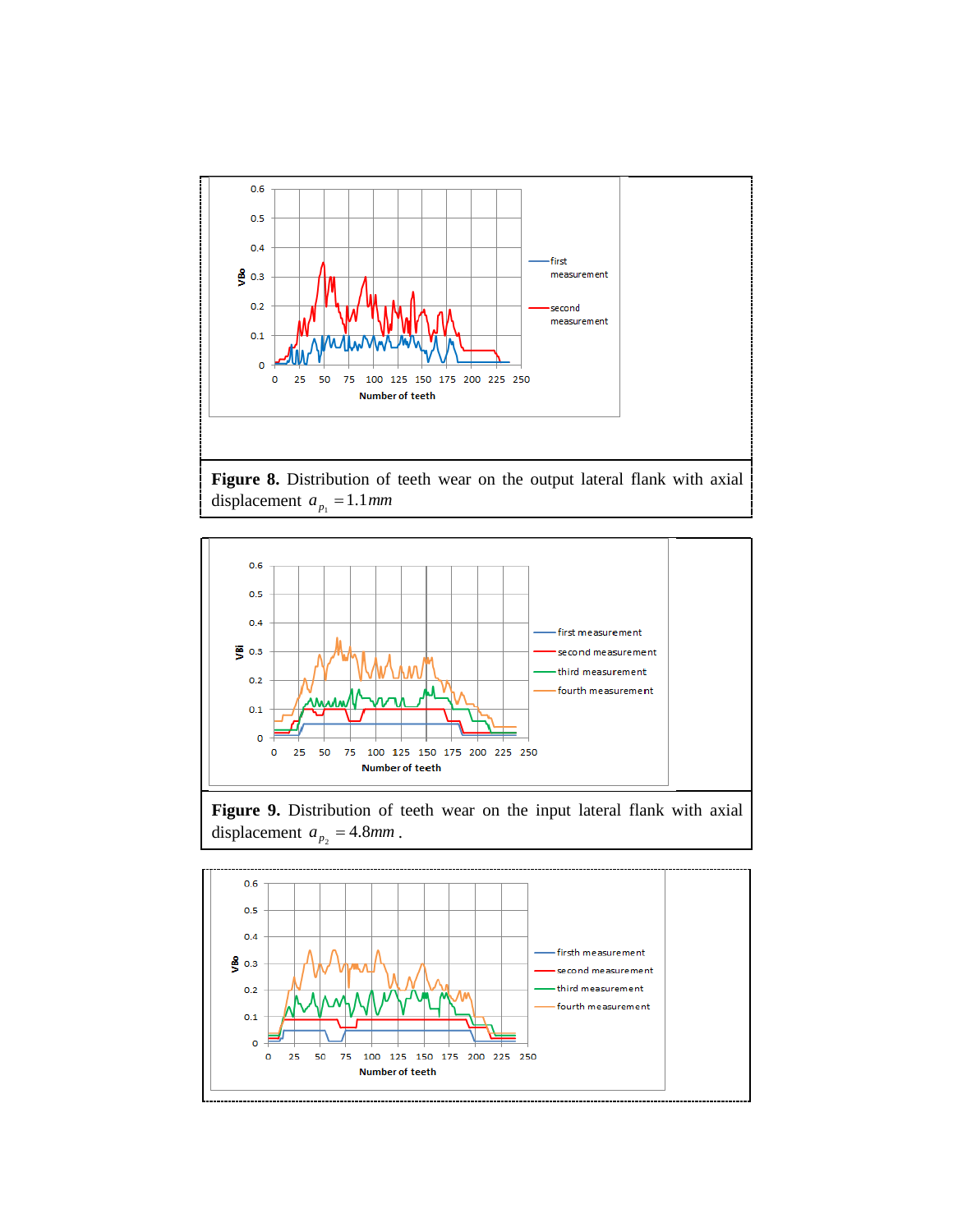**Figure 8.** Distribution of teeth wear on the output lateral flank with axial displacement $a_{p_1} = 1.1mm$

**Figure 9.** Distribution of teeth wear on the input lateral flank with axial displacement $a_{p_2} = 4.8mm$ .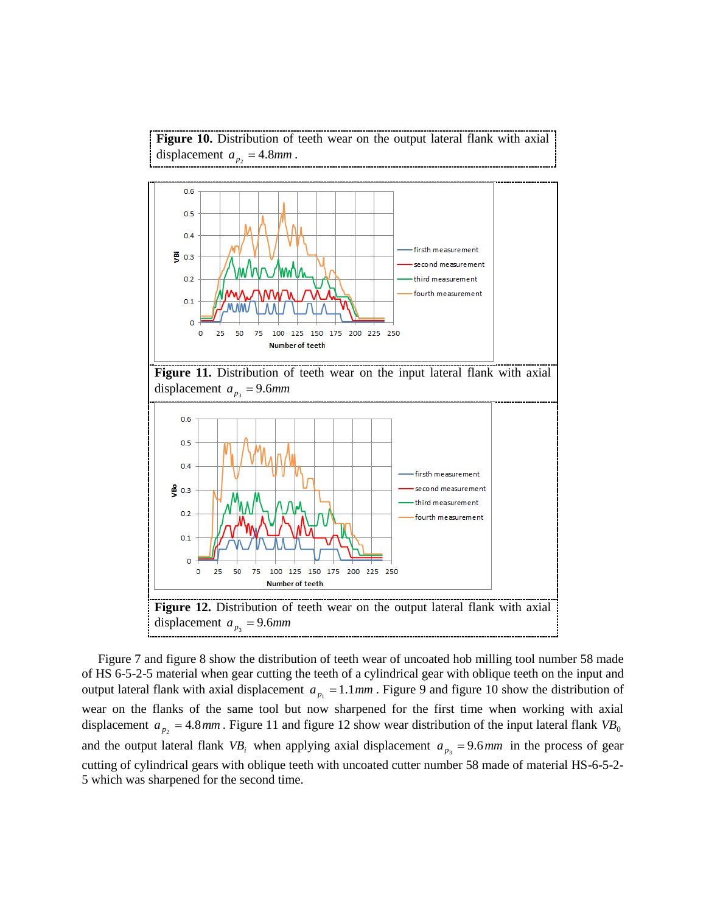**Figure 10.** Distribution of teeth wear on the output lateral flank with axial displacement $a_{p_2} = 4.8mm$.

**Figure 11.** Distribution of teeth wear on the input lateral flank with axial displacement $a_{p_3} = 9.6mm$

**Figure 12.** Distribution of teeth wear on the output lateral flank with axial displacement $a_{p_3} = 9.6mm$

Figure 7 and figure 8 show the distribution of teeth wear of uncoated hob milling tool number 58 made of HS 6-5-2-5 material when gear cutting the teeth of a cylindrical gear with oblique teeth on the input and output lateral flank with axial displacement $a_{p_1} = 1.1mm$. Figure 9 and figure 10 show the distribution of wear on the flanks of the same tool but now sharpened for the first time when working with axial displacement $a_{p_2} = 4.8mm$. Figure 11 and figure 12 show wear distribution of the input lateral flank $VB_0$ and the output lateral flank $VB_i$ when applying axial displacement $a_{p_3} = 9.6mm$ in the process of gear cutting of cylindrical gears with oblique teeth with uncoated cutter number 58 made of material HS-6-5-2-5 which was sharpened for the second time.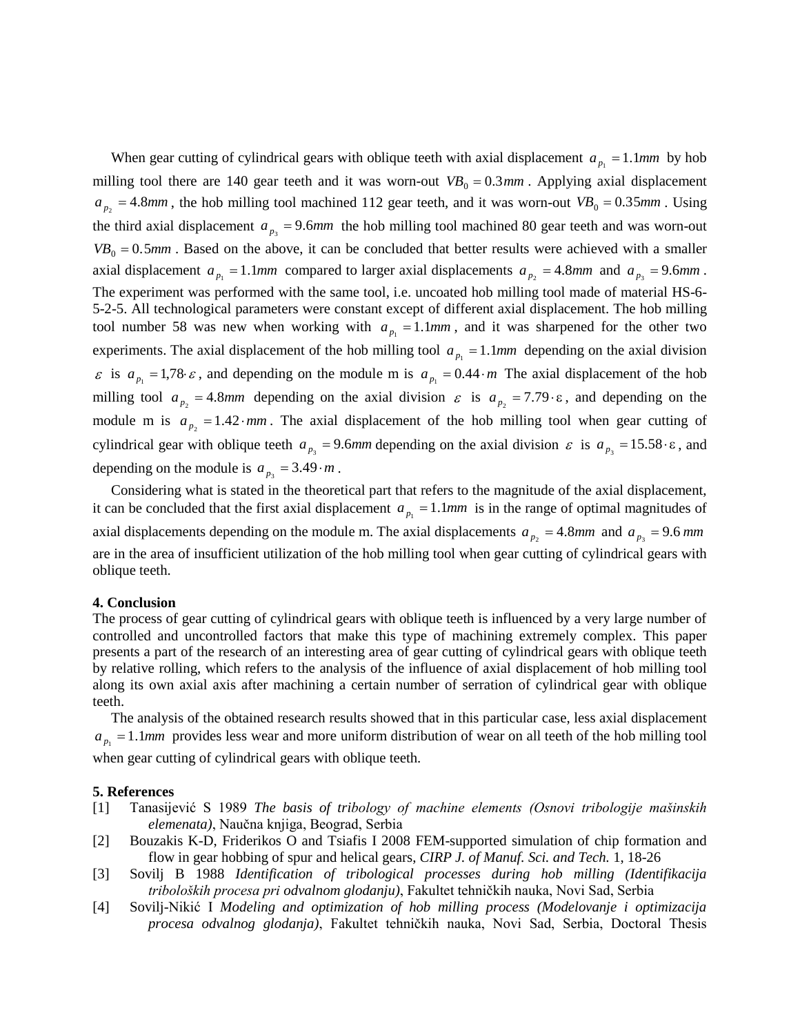When gear cutting of cylindrical gears with oblique teeth with axial displacement $a_{p_1} = 1.1mm$ by hob milling tool there are 140 gear teeth and it was worn-out $VB_0 = 0.3mm$. Applying axial displacement $a_{p_2} = 4.8mm$, the hob milling tool machined 112 gear teeth, and it was worn-out $VB_0 = 0.35mm$. Using the third axial displacement $a_{p_3} = 9.6mm$ the hob milling tool machined 80 gear teeth and was worn-out $VB_0 = 0.5mm$. Based on the above, it can be concluded that better results were achieved with a smaller axial displacement $a_{p_1} = 1.1mm$ compared to larger axial displacements $a_{p_2} = 4.8mm$ and $a_{p_3} = 9.6mm$. The experiment was performed with the same tool, i.e. uncoated hob milling tool made of material HS-6-5-2-5. All technological parameters were constant except of different axial displacement. The hob milling tool number 58 was new when working with $a_{p_1} = 1.1mm$, and it was sharpened for the other two experiments. The axial displacement of the hob milling tool $a_{p_1} = 1.1mm$ depending on the axial division $\varepsilon$ is $a_{p_1} = 1{,}78 \cdot \varepsilon$, and depending on the module m is $a_{p_1} = 0.44 \cdot m$ The axial displacement of the hob milling tool $a_{p_2} = 4.8mm$ depending on the axial division $\varepsilon$ is $a_{p_2} = 7.79 \cdot \varepsilon$, and depending on the module m is $a_{p_2} = 1.42 \cdot mm$. The axial displacement of the hob milling tool when gear cutting of cylindrical gear with oblique teeth $a_{p_3} = 9.6mm$ depending on the axial division $\varepsilon$ is $a_{p_3} = 15.58 \cdot \varepsilon$, and depending on the module is $a_{p_3} = 3.49 \cdot m$.

Considering what is stated in the theoretical part that refers to the magnitude of the axial displacement, it can be concluded that the first axial displacement $a_{p_1} = 1.1mm$ is in the range of optimal magnitudes of axial displacements depending on the module m. The axial displacements $a_{p_2} = 4.8mm$ and $a_{p_3} = 9.6\,mm$ are in the area of insufficient utilization of the hob milling tool when gear cutting of cylindrical gears with oblique teeth.

**4. Conclusion**

The process of gear cutting of cylindrical gears with oblique teeth is influenced by a very large number of controlled and uncontrolled factors that make this type of machining extremely complex. This paper presents a part of the research of an interesting area of gear cutting of cylindrical gears with oblique teeth by relative rolling, which refers to the analysis of the influence of axial displacement of hob milling tool along its own axial axis after machining a certain number of serration of cylindrical gear with oblique teeth.

The analysis of the obtained research results showed that in this particular case, less axial displacement $a_{p_1} = 1.1mm$ provides less wear and more uniform distribution of wear on all teeth of the hob milling tool when gear cutting of cylindrical gears with oblique teeth.

**5. References**

[1] Tanasijević S 1989 *The basis of tribology of machine elements (Osnovi tribologije mašinskih elemenata)*, Naučna knjiga, Beograd, Serbia

[2] Bouzakis K-D, Friderikos O and Tsiafis I 2008 FEM-supported simulation of chip formation and flow in gear hobbing of spur and helical gears, *CIRP J. of Manuf. Sci. and Tech.* 1, 18-26

[3] Sovilj B 1988 *Identification of tribological processes during hob milling (Identifikacija triboloških procesa pri odvalnom glodanju)*, Fakultet tehničkih nauka, Novi Sad, Serbia

[4] Sovilj-Nikić I *Modeling and optimization of hob milling process (Modelovanje i optimizacija procesa odvalnog glodanja)*, Fakultet tehničkih nauka, Novi Sad, Serbia, Doctoral Thesis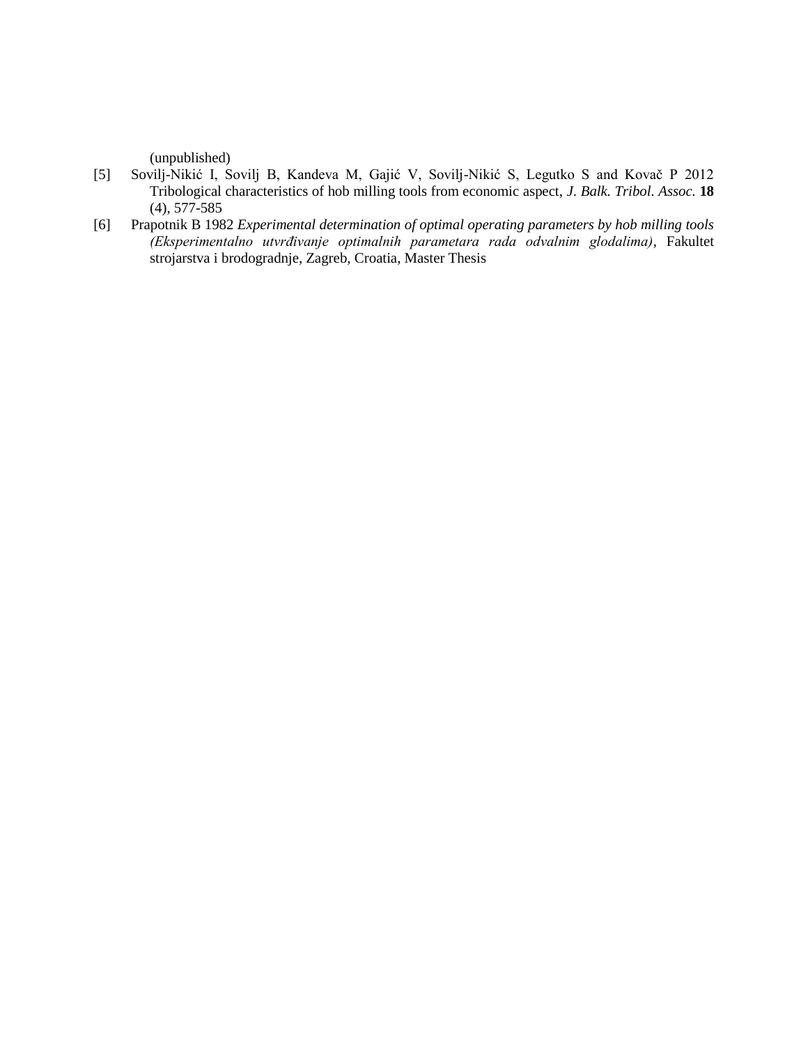(unpublished)

[5] Sovilj-Nikić I, Sovilj B, Kandeva M, Gajić V, Sovilj-Nikić S, Legutko S and Kovač P 2012 Tribological characteristics of hob milling tools from economic aspect, *J. Balk. Tribol. Assoc.* **18** (4), 577-585

[6] Prapotnik B 1982 *Experimental determination of optimal operating parameters by hob milling tools (Eksperimentalno utvrđivanje optimalnih parametara rada odvalnim glodalima)*, Fakultet strojarstva i brodogradnje, Zagreb, Croatia, Master Thesis